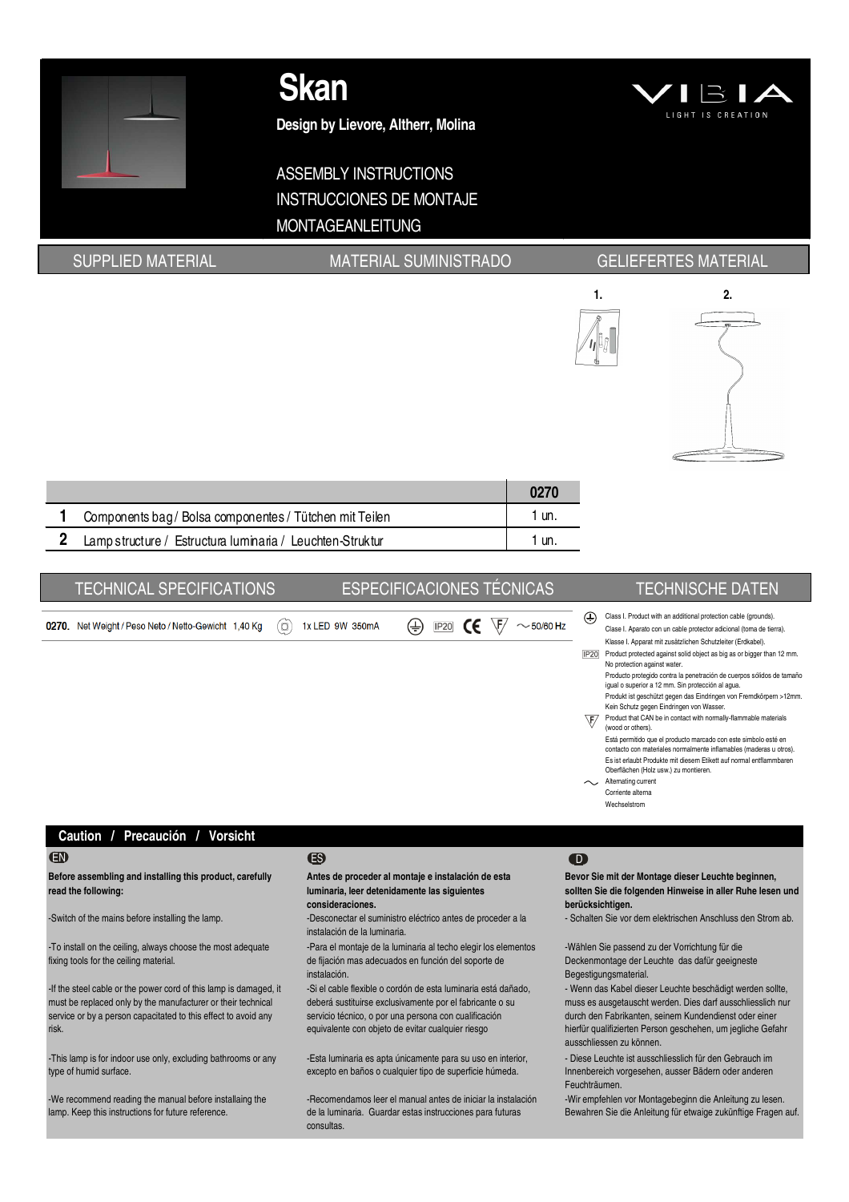# Skan

**Design by Lievore, Altherr, Molina**

VIBIA
LIGHT IS CREATION

ASSEMBLY INSTRUCTIONS
INSTRUCCIONES DE MONTAJE
MONTAGEANLEITUNG

## SUPPLIED MATERIAL / MATERIAL SUMINISTRADO / GELIEFERTES MATERIAL

1. 2.

| | | 0270 |
|---|---|---|
| **1** | Components bag / Bolsa componentes / Tütchen mit Teilen | 1 un. |
| **2** | Lamp structure / Estructura luminaria / Leuchten-Struktur | 1 un. |

## TECHNICAL SPECIFICATIONS / ESPECIFICACIONES TÉCNICAS / TECHNISCHE DATEN

**0270.** Net Weight / Peso Neto / Netto-Gewicht 1,40 Kg — 1x LED 9W 350mA — IP20 — CE — F — ~50/60 Hz

Class I. Product with an additional protection cable (grounds).
Clase I. Aparato con un cable protector adicional (toma de tierra).
Klasse I. Apparat mit zusätzlichen Schutzleiter (Erdkabel).

IP20 Product protected against solid object as big as or bigger than 12 mm. No protection against water.
Producto protegido contra la penetración de cuerpos sólidos de tamaño igual o superior a 12 mm. Sin protección al agua.
Produkt ist geschützt gegen das Eindringen von Fremdkörpern >12mm. Kein Schutz gegen Eindringen von Wasser.

F Product that CAN be in contact with normally-flammable materials (wood or others).
Está permitido que el producto marcado con este símbolo esté en contacto con materiales normalmente inflamables (maderas u otros).
Es ist erlaubt Produkte mit diesem Etikett auf normal entflammbaren Oberflächen (Holz usw.) zu montieren.

~ Alternating current
Corriente alterna
Wechselstrom

## Caution / Precaución / Vorsicht

**EN**

**Before assembling and installing this product, carefully read the following:**

-Switch of the mains before installing the lamp.

-To install on the ceiling, always choose the most adequate fixing tools for the ceiling material.

-If the steel cable or the power cord of this lamp is damaged, it must be replaced only by the manufacturer or their technical service or by a person capacitated to this effect to avoid any risk.

-This lamp is for indoor use only, excluding bathrooms or any type of humid surface.

-We recommend reading the manual before installaing the lamp. Keep this instructions for future reference.

**ES**

**Antes de proceder al montaje e instalación de esta luminaria, leer detenidamente las siguientes consideraciones.**

-Desconectar el suministro eléctrico antes de proceder a la instalación de la luminaria.

-Para el montaje de la luminaria al techo elegir los elementos de fijación mas adecuados en función del soporte de instalación.

-Si el cable flexible o cordón de esta luminaria está dañado, deberá sustituirse exclusivamente por el fabricante o su servicio técnico, o por una persona con cualificación equivalente con objeto de evitar cualquier riesgo

-Esta luminaria es apta únicamente para su uso en interior, excepto en baños o cualquier tipo de superficie húmeda.

-Recomendamos leer el manual antes de iniciar la instalación de la luminaria. Guardar estas instrucciones para futuras consultas.

**D**

**Bevor Sie mit der Montage dieser Leuchte beginnen, sollten Sie die folgenden Hinweise in aller Ruhe lesen und berücksichtigen.**

- Schalten Sie vor dem elektrischen Anschluss den Strom ab.

-Wählen Sie passend zu der Vorrichtung für die Deckenmontage der Leuchte das dafür geeigneste Begestigungsmaterial.

- Wenn das Kabel dieser Leuchte beschädigt werden sollte, muss es ausgetauscht werden. Dies darf ausschliesslich nur durch den Fabrikanten, seinem Kundendienst oder einer hierfür qualifizierten Person geschehen, um jegliche Gefahr ausschliessen zu können.

- Diese Leuchte ist ausschliesslich für den Gebrauch im Innenbereich vorgesehen, ausser Bädern oder anderen Feuchträumen.

-Wir empfehlen vor Montagebeginn die Anleitung zu lesen. Bewahren Sie die Anleitung für etwaige zukünftige Fragen auf.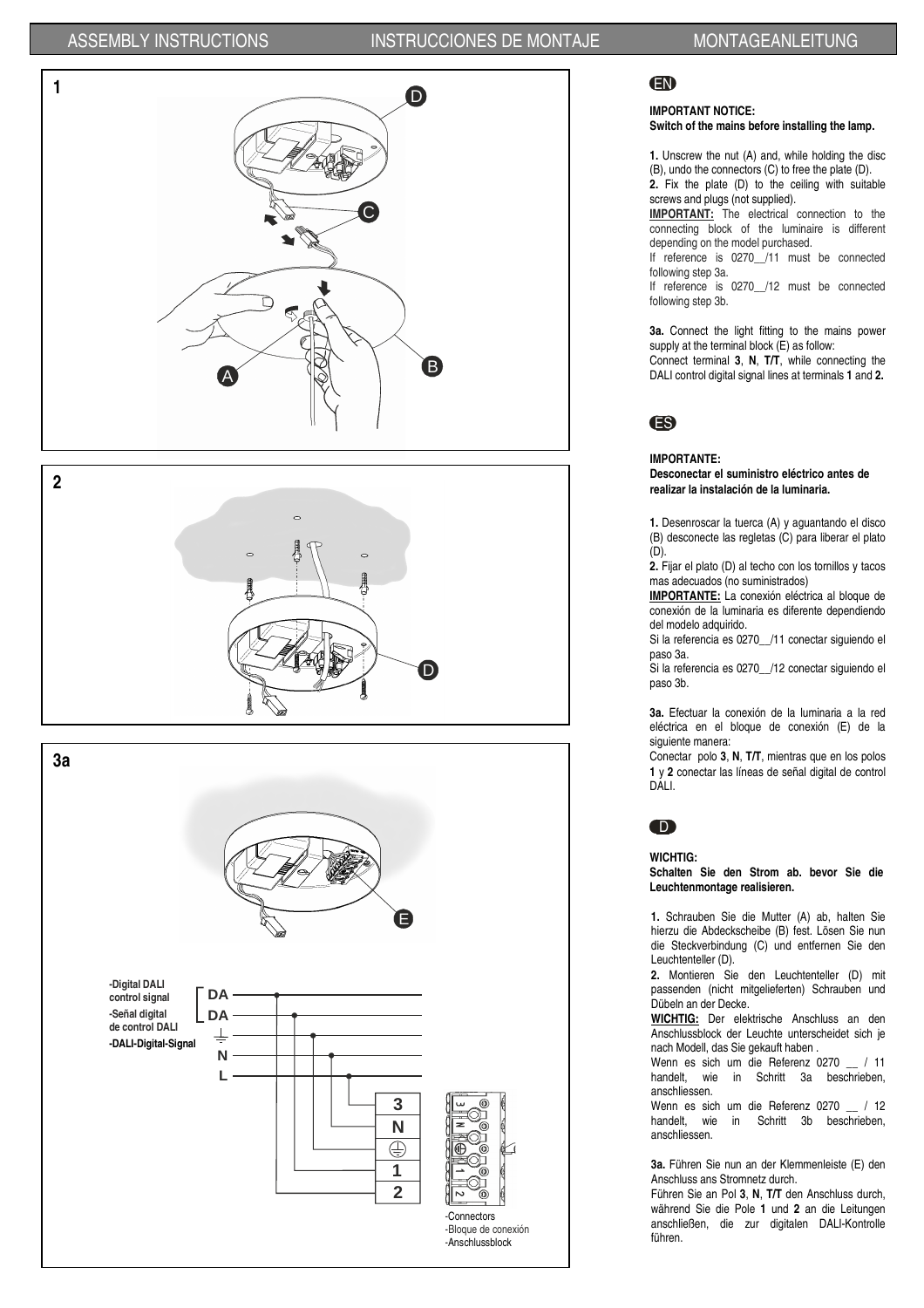ASSEMBLY INSTRUCTIONS — INSTRUCCIONES DE MONTAJE — MONTAGEANLEITUNG

**1**

**2**

**3a**

-Digital DALI control signal
-Señal digital de control DALI
-DALI-Digital-Signal

DA
DA
⏚
N
L

3
N
⏚
1
2

-Connectors
-Bloque de conexión
-Anschlussblock

## EN

**IMPORTANT NOTICE:**
**Switch of the mains before installing the lamp.**

**1.** Unscrew the nut (A) and, while holding the disc (B), undo the connectors (C) to free the plate (D).

**2.** Fix the plate (D) to the ceiling with suitable screws and plugs (not supplied).

**IMPORTANT:** The electrical connection to the connecting block of the luminaire is different depending on the model purchased.
If reference is 0270__/11 must be connected following step 3a.
If reference is 0270__/12 must be connected following step 3b.

**3a.** Connect the light fitting to the mains power supply at the terminal block (E) as follow:
Connect terminal **3**, **N**, **T/T**, while connecting the DALI control digital signal lines at terminals **1** and **2.**

## ES

**IMPORTANTE:**
**Desconectar el suministro eléctrico antes de realizar la instalación de la luminaria.**

**1.** Desenroscar la tuerca (A) y aguantando el disco (B) desconecte las regletas (C) para liberar el plato (D).

**2.** Fijar el plato (D) al techo con los tornillos y tacos mas adecuados (no suministrados)

**IMPORTANTE:** La conexión eléctrica al bloque de conexión de la luminaria es diferente dependiendo del modelo adquirido.
Si la referencia es 0270__/11 conectar siguiendo el paso 3a.
Si la referencia es 0270__/12 conectar siguiendo el paso 3b.

**3a.** Efectuar la conexión de la luminaria a la red eléctrica en el bloque de conexión (E) de la siguiente manera:
Conectar polo **3**, **N**, **T/T**, mientras que en los polos **1** y **2** conectar las líneas de señal digital de control DALI.

## D

**WICHTIG:**
**Schalten Sie den Strom ab. bevor Sie die Leuchtenmontage realisieren.**

**1.** Schrauben Sie die Mutter (A) ab, halten Sie hierzu die Abdeckscheibe (B) fest. Lösen Sie nun die Steckverbindung (C) und entfernen Sie den Leuchtenteller (D).

**2.** Montieren Sie den Leuchtenteller (D) mit passenden (nicht mitgelieferten) Schrauben und Dübeln an der Decke.

**WICHTIG:** Der elektrische Anschluss an den Anschlussblock der Leuchte unterscheidet sich je nach Modell, das Sie gekauft haben .
Wenn es sich um die Referenz 0270 __ / 11 handelt, wie in Schritt 3a beschrieben, anschliessen.
Wenn es sich um die Referenz 0270 __ / 12 handelt, wie in Schritt 3b beschrieben, anschliessen.

**3a.** Führen Sie nun an der Klemmenleiste (E) den Anschluss ans Stromnetz durch.
Führen Sie an Pol **3**, **N**, **T/T** den Anschluss durch, während Sie die Pole **1** und **2** an die Leitungen anschließen, die zur digitalen DALI-Kontrolle führen.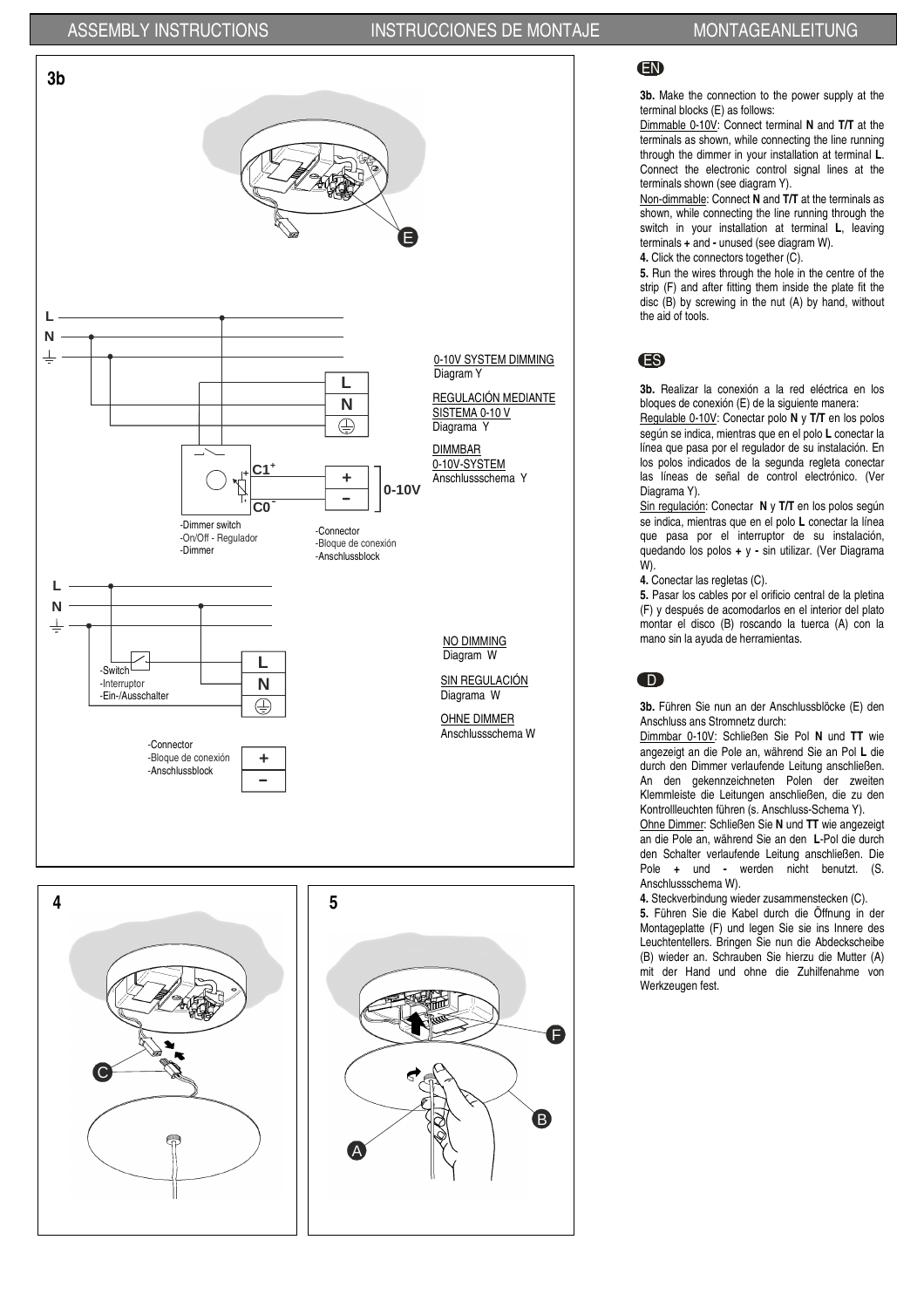ASSEMBLY INSTRUCTIONS — INSTRUCCIONES DE MONTAJE — MONTAGEANLEITUNG

**3b**

E

L
N

0-10V SYSTEM DIMMING
Diagram Y

REGULACIÓN MEDIANTE SISTEMA 0-10 V
Diagrama Y

DIMMBAR 0-10V-SYSTEM
Anschlussschema Y

L
N

C1+
C0-
+
−
0-10V

-Dimmer switch
-On/Off - Regulador
-Dimmer

-Connector
-Bloque de conexión
-Anschlussblock

L
N

NO DIMMING
Diagram W

SIN REGULACIÓN
Diagrama W

OHNE DIMMER
Anschlussschema W

-Switch
-Interruptor
-Ein-/Ausschalter

L
N

-Connector
-Bloque de conexión
-Anschlussblock

+
−

**4**

C

**5**

F
B
A

## EN

**3b.** Make the connection to the power supply at the terminal blocks (E) as follows:

Dimmable 0-10V: Connect terminal **N** and **T/T** at the terminals as shown, while connecting the line running through the dimmer in your installation at terminal **L**. Connect the electronic control signal lines at the terminals shown (see diagram Y).

Non-dimmable: Connect **N** and **T/T** at the terminals as shown, while connecting the line running through the switch in your installation at terminal **L**, leaving terminals **+** and **-** unused (see diagram W).

**4.** Click the connectors together (C).

**5.** Run the wires through the hole in the centre of the strip (F) and after fitting them inside the plate fit the disc (B) by screwing in the nut (A) by hand, without the aid of tools.

## ES

**3b.** Realizar la conexión a la red eléctrica en los bloques de conexión (E) de la siguiente manera:

Regulable 0-10V: Conectar polo **N** y **T/T** en los polos según se indica, mientras que en el polo **L** conectar la línea que pasa por el regulador de su instalación. En los polos indicados de la segunda regleta conectar las líneas de señal de control electrónico. (Ver Diagrama Y).

Sin regulación: Conectar **N** y **T/T** en los polos según se indica, mientras que en el polo **L** conectar la línea que pasa por el interruptor de su instalación, quedando los polos **+** y **-** sin utilizar. (Ver Diagrama W).

**4.** Conectar las regletas (C).

**5.** Pasar los cables por el orificio central de la pletina (F) y después de acomodarlos en el interior del plato montar el disco (B) roscando la tuerca (A) con la mano sin la ayuda de herramientas.

## D

**3b.** Führen Sie nun an der Anschlussblöcke (E) den Anschluss ans Stromnetz durch:

Dimmbar 0-10V: Schließen Sie Pol **N** und **TT** wie angezeigt an die Pole an, während Sie an Pol **L** die durch den Dimmer verlaufende Leitung anschließen. An den gekennzeichneten Polen der zweiten Klemmleiste die Leitungen anschließen, die zu den Kontrollleuchten führen (s. Anschluss-Schema Y).

Ohne Dimmer: Schließen Sie **N** und **TT** wie angezeigt an die Pole an, während Sie an den **L**-Pol die durch den Schalter verlaufende Leitung anschließen. Die Pole **+** und **-** werden nicht benutzt. (S. Anschlussschema W).

**4.** Steckverbindung wieder zusammenstecken (C).

**5.** Führen Sie die Kabel durch die Öffnung in der Montageplatte (F) und legen Sie sie ins Innere des Leuchtentellers. Bringen Sie nun die Abdeckscheibe (B) wieder an. Schrauben Sie hierzu die Mutter (A) mit der Hand und ohne die Zuhilfenahme von Werkzeugen fest.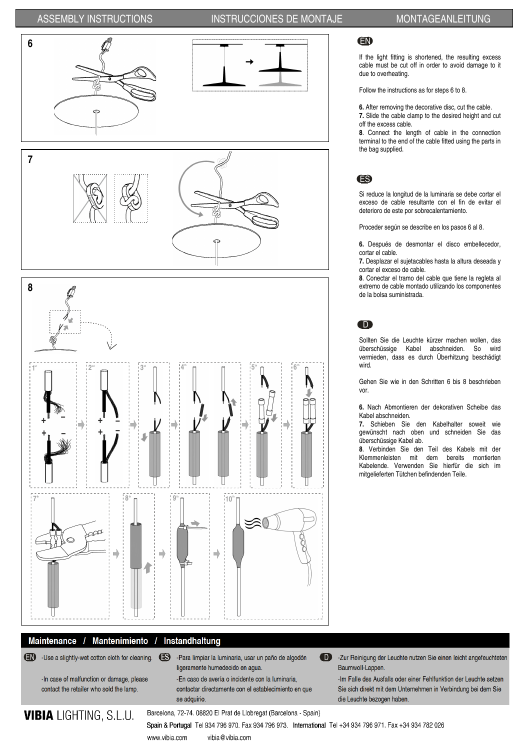ASSEMBLY INSTRUCTIONS | INSTRUCCIONES DE MONTAJE | MONTAGEANLEITUNG

6

7

8

1st 2nd 3rd 4th 5th 6th 7th 8th 9th 10th

+ −

+ −

**EN**

If the light fitting is shortened, the resulting excess cable must be cut off in order to avoid damage to it due to overheating.

Follow the instructions as for steps 6 to 8.

**6.** After removing the decorative disc, cut the cable.
**7.** Slide the cable clamp to the desired height and cut off the excess cable.
**8**. Connect the length of cable in the connection terminal to the end of the cable fitted using the parts in the bag supplied.

**ES**

Si reduce la longitud de la luminaria se debe cortar el exceso de cable resultante con el fin de evitar el deterioro de este por sobrecalentamiento.

Proceder según se describe en los pasos 6 al 8.

**6.** Después de desmontar el disco embellecedor, cortar el cable.
**7.** Desplazar el sujetacables hasta la altura deseada y cortar el exceso de cable.
**8**. Conectar el tramo del cable que tiene la regleta al extremo de cable montado utilizando los componentes de la bolsa suministrada.

**D**

Sollten Sie die Leuchte kürzer machen wollen, das überschüssige Kabel abschneiden. So wird vermieden, dass es durch Überhitzung beschädigt wird.

Gehen Sie wie in den Schritten 6 bis 8 beschrieben vor.

**6.** Nach Abmontieren der dekorativen Scheibe das Kabel abschneiden.
**7.** Schieben Sie den Kabelhalter soweit wie gewünscht nach oben und schneiden Sie das überschüssige Kabel ab.
**8.** Verbinden Sie den Teil des Kabels mit der Klemmenleisten mit dem bereits montierten Kabelende. Verwenden Sie hierfür die sich im mitgelieferten Tütchen befindenden Teile.

## Maintenance / Mantenimiento / Instandhaltung

**EN**
-Use a slightly-wet cotton cloth for cleaning.
-In case of malfunction or damage, please contact the retailer who sold the lamp.

**ES**
-Para limpiar la luminaria, usar un paño de algodón ligeramente humedecido en agua.
-En caso de avería o incidente con la luminaria, contactar directamente con el establecimiento en que se adquirió.

**D**
-Zur Reinigung der Leuchte nutzen Sie einen leicht angefeuchteten Baumwoll-Lappen.
-Im Falle des Ausfalls oder einer Fehlfunktion der Leuchte setzen Sie sich direkt mit dem Unternehmen in Verbindung bei dem Sie die Leuchte bezogen haben.

**VIBIA** LIGHTING, S.L.U.
Barcelona, 72-74. 08820 El Prat de Llobregat (Barcelona - Spain)
Spain & Portugal Tel 934 796 970. Fax 934 796 973. International Tel +34 934 796 971. Fax +34 934 782 026
www.vibia.com vibia@vibia.com